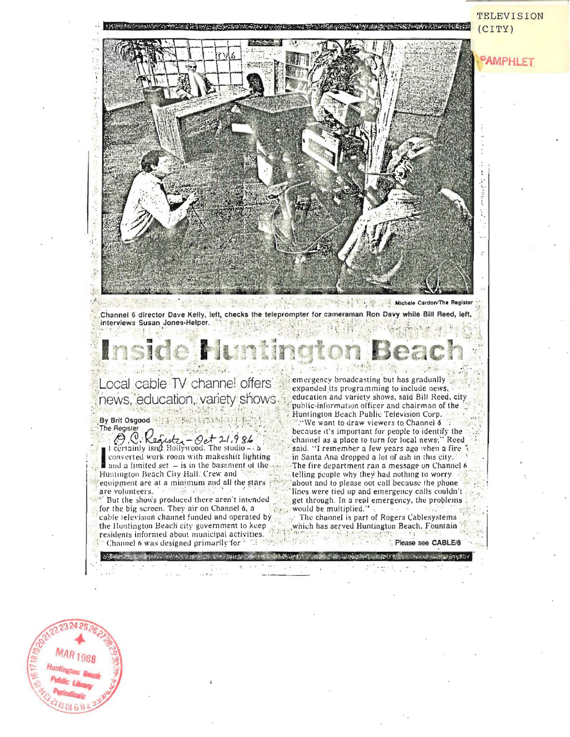TELEVISION (CITY)

PAMPHLET

Michele Cardon/The Register

Channel 6 director Dave Kelly, left, checks the teleprompter for cameraman Ron Davy while Bill Reed, left, interviews Susan Jones-Helper.

# Inside Huntington Beach

## Local cable TV channel offers news, education, variety shows

By Brit Osgood
The Register

O.C. Register – Oct 21, 1986

It certainly isn't Hollywood. The studio – a converted work room with makeshift lighting and a limited set – is in the basement of the Huntington Beach City Hall. Crew and equipment are at a minimum and all the stars are volunteers.

But the shows produced there aren't intended for the big screen. They air on Channel 6, a cable television channel funded and operated by the Huntington Beach city government to keep residents informed about municipal activities.

Channel 6 was designed primarily for emergency broadcasting but has gradually expanded its programming to include news, education and variety shows, said Bill Reed, city public-information officer and chairman of the Huntington Beach Public Television Corp.

"We want to draw viewers to Channel 6 because it's important for people to identify the channel as a place to turn for local news," Reed said. "I remember a few years ago when a fire in Santa Ana dropped a lot of ash in this city. The fire department ran a message on Channel 6 telling people why they had nothing to worry about and to please not call because the phone lines were tied up and emergency calls couldn't get through. In a real emergency, the problems would be multiplied."

The channel is part of Rogers Cablesystems which has served Huntington Beach, Fountain

Please see CABLE/8

MAR 1988
Huntington Beach Public Library
Periodicals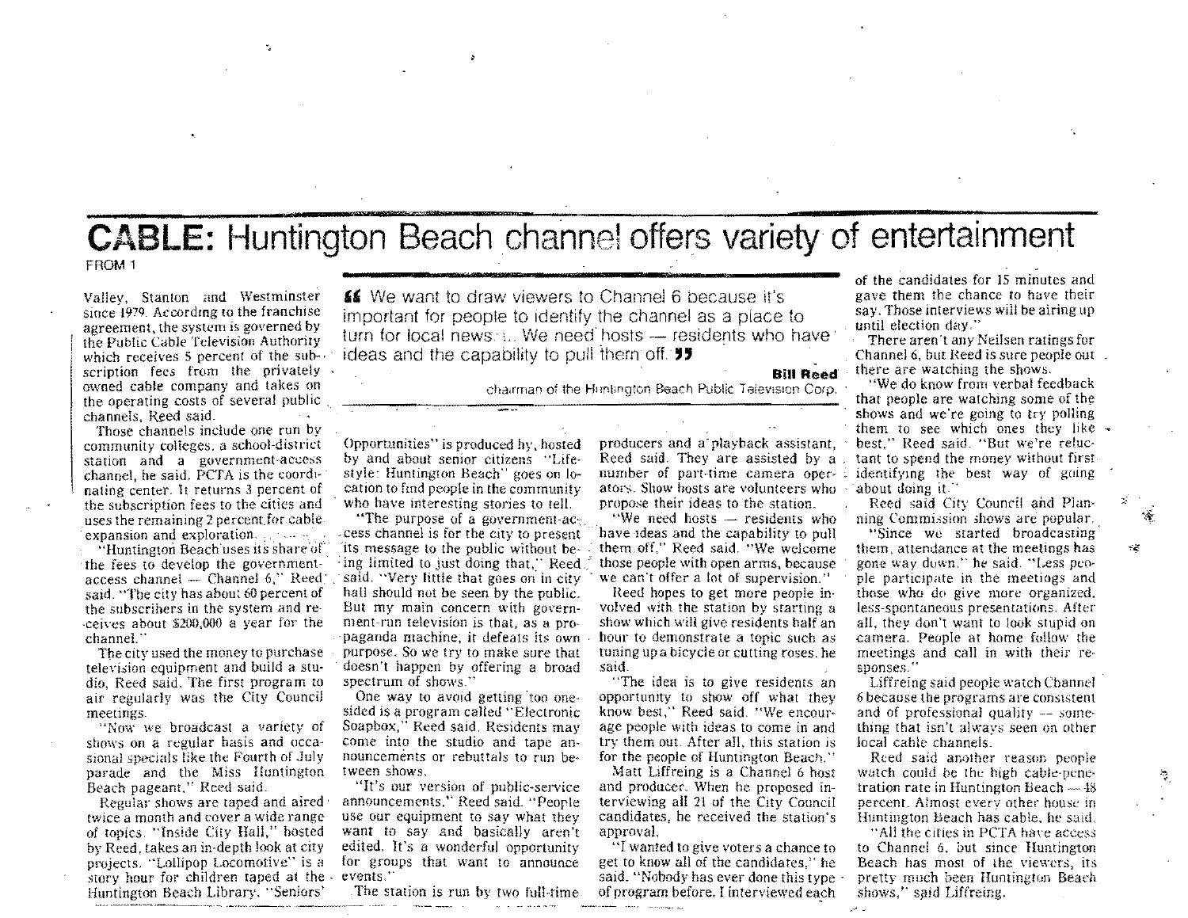# CABLE: Huntington Beach channel offers variety of entertainment

FROM 1

Valley, Stanton and Westminster since 1979. According to the franchise agreement, the system is governed by the Public Cable Television Authority which receives 5 percent of the subscription fees from the privately owned cable company and takes on the operating costs of several public channels, Reed said.

Those channels include one run by community colleges, a school-district station and a government-access channel, he said. PCTA is the coordinating center. It returns 3 percent of the subscription fees to the cities and uses the remaining 2 percent for cable expansion and exploration.

"Huntington Beach uses its share of the fees to develop the government-access channel — Channel 6," Reed said. "The city has about 60 percent of the subscribers in the system and receives about $200,000 a year for the channel."

The city used the money to purchase television equipment and build a studio, Reed said. The first program to air regularly was the City Council meetings.

"Now we broadcast a variety of shows on a regular basis and occasional specials like the Fourth of July parade and the Miss Huntington Beach pageant," Reed said.

Regular shows are taped and aired twice a month and cover a wide range of topics. "Inside City Hall," hosted by Reed, takes an in-depth look at city projects. "Lollipop Locomotive" is a story hour for children taped at the Huntington Beach Library. "Seniors' Opportunities" is produced by, hosted by and about senior citizens. "Lifestyle: Huntington Beach" goes on location to find people in the community who have interesting stories to tell.

> "We want to draw viewers to Channel 6 because it's important for people to identify the channel as a place to turn for local news. ... We need hosts — residents who have ideas and the capability to pull them off."
>
> **Bill Reed**
> chairman of the Huntington Beach Public Television Corp.

"The purpose of a government-access channel is for the city to present its message to the public without being limited to just doing that," Reed said. "Very little that goes on in city hall should not be seen by the public. But my main concern with government-run television is that, as a propaganda machine, it defeats its own purpose. So we try to make sure that doesn't happen by offering a broad spectrum of shows."

One way to avoid getting too one-sided is a program called "Electronic Soapbox," Reed said. Residents may come into the studio and tape announcements or rebuttals to run between shows.

"It's our version of public-service announcements," Reed said. "People use our equipment to say what they want to say and basically aren't edited. It's a wonderful opportunity for groups that want to announce events."

The station is run by two full-time producers and a playback assistant, Reed said. They are assisted by a number of part-time camera operators. Show hosts are volunteers who propose their ideas to the station.

"We need hosts — residents who have ideas and the capability to pull them off," Reed said. "We welcome those people with open arms, because we can't offer a lot of supervision."

Reed hopes to get more people involved with the station by starting a show which will give residents half an hour to demonstrate a topic such as tuning up a bicycle or cutting roses, he said.

"The idea is to give residents an opportunity to show off what they know best," Reed said. "We encourage people with ideas to come in and try them out. After all, this station is for the people of Huntington Beach."

Matt Liffreing is a Channel 6 host and producer. When he proposed interviewing all 21 of the City Council candidates, he received the station's approval.

"I wanted to give voters a chance to get to know all of the candidates," he said. "Nobody has ever done this type of program before. I interviewed each of the candidates for 15 minutes and gave them the chance to have their say. Those interviews will be airing up until election day."

There aren't any Neilsen ratings for Channel 6, but Reed is sure people out there are watching the shows.

"We do know from verbal feedback that people are watching some of the shows and we're going to try polling them to see which ones they like best," Reed said. "But we're reluctant to spend the money without first identifying the best way of going about doing it."

Reed said City Council and Planning Commission shows are popular.

"Since we started broadcasting them, attendance at the meetings has gone way down," he said. "Less people participate in the meetings and those who do give more organized, less-spontaneous presentations. After all, they don't want to look stupid on camera. People at home follow the meetings and call in with their responses."

Liffreing said people watch Channel 6 because the programs are consistent and of professional quality — something that isn't always seen on other local cable channels.

Reed said another reason people watch could be the high cable-penetration rate in Huntington Beach — 48 percent. Almost every other house in Huntington Beach has cable, he said.

"All the cities in PCTA have access to Channel 6, but since Huntington Beach has most of the viewers, its pretty much been Huntington Beach shows," said Liffreing.